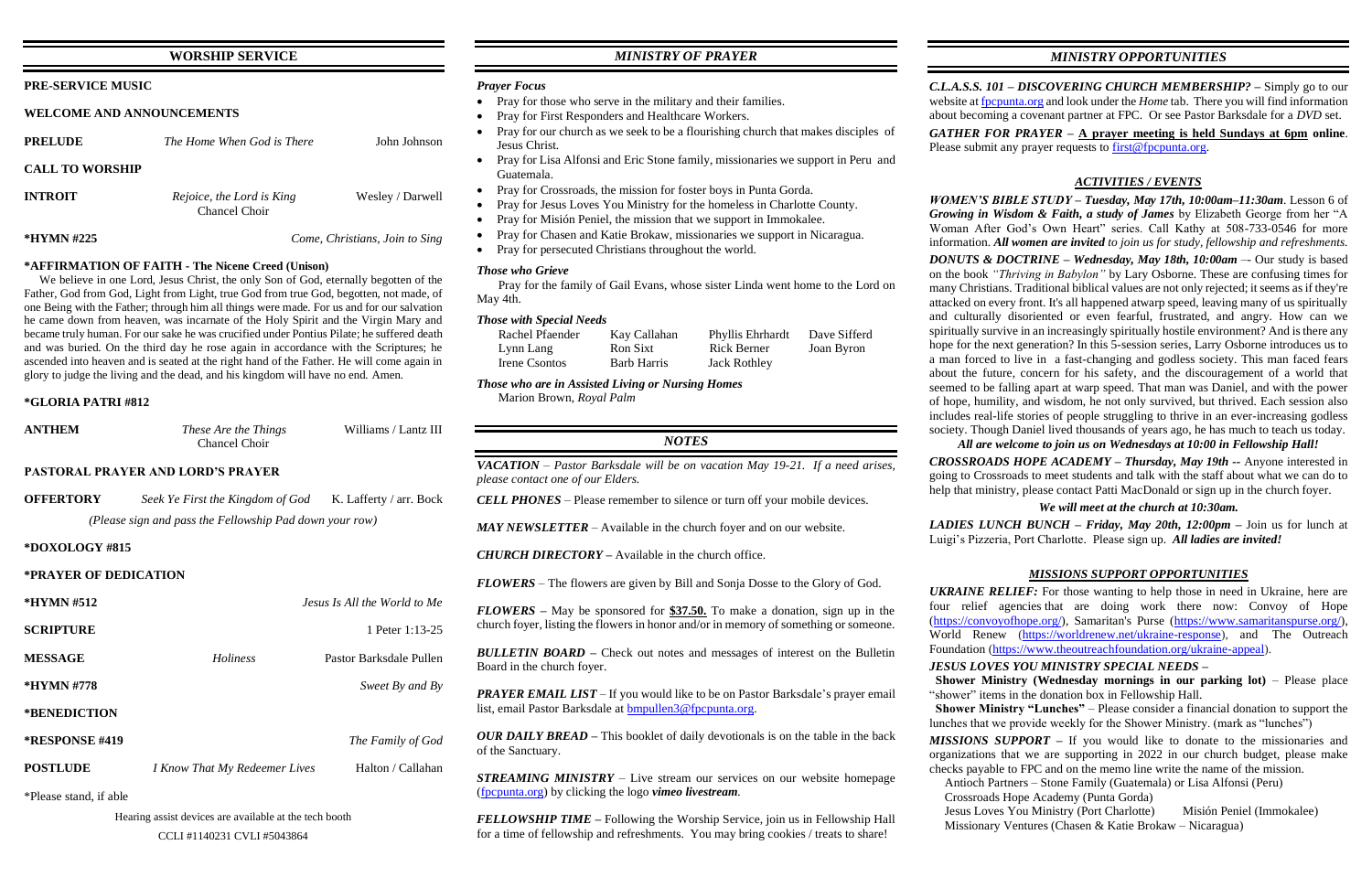## WORSHIP SERVICE

### PRE-SERVICE MUSIC

### WELCOME AND ANNOUNCEMENTS

**PRELUDE** *The Home When God is There* John Johnson

**CALL TO WORSHIP**

**INTROIT** *Rejoice, the Lord is King* Wesley / Darwell
Chancel Choir

**\*HYMN #225** *Come, Christians, Join to Sing*

**\*AFFIRMATION OF FAITH - The Nicene Creed (Unison)**

We believe in one Lord, Jesus Christ, the only Son of God, eternally begotten of the Father, God from God, Light from Light, true God from true God, begotten, not made, of one Being with the Father; through him all things were made. For us and for our salvation he came down from heaven, was incarnate of the Holy Spirit and the Virgin Mary and became truly human. For our sake he was crucified under Pontius Pilate; he suffered death and was buried. On the third day he rose again in accordance with the Scriptures; he ascended into heaven and is seated at the right hand of the Father. He will come again in glory to judge the living and the dead, and his kingdom will have no end. Amen.

**\*GLORIA PATRI #812**

**ANTHEM** *These Are the Things* Williams / Lantz III
Chancel Choir

**PASTORAL PRAYER AND LORD'S PRAYER**

**OFFERTORY** *Seek Ye First the Kingdom of God* K. Lafferty / arr. Bock

*(Please sign and pass the Fellowship Pad down your row)*

**\*DOXOLOGY #815**

**\*PRAYER OF DEDICATION**

**\*HYMN #512** *Jesus Is All the World to Me*

**SCRIPTURE** 1 Peter 1:13-25

**MESSAGE** *Holiness* Pastor Barksdale Pullen

**\*HYMN #778** *Sweet By and By*

**\*BENEDICTION**

**\*RESPONSE #419** *The Family of God*

**POSTLUDE** *I Know That My Redeemer Lives* Halton / Callahan

\*Please stand, if able

Hearing assist devices are available at the tech booth

CCLI #1140231 CVLI #5043864

## *MINISTRY OF PRAYER*

### *Prayer Focus*

- Pray for those who serve in the military and their families.
- Pray for First Responders and Healthcare Workers.
- Pray for our church as we seek to be a flourishing church that makes disciples of Jesus Christ.
- Pray for Lisa Alfonsi and Eric Stone family, missionaries we support in Peru and Guatemala.
- Pray for Crossroads, the mission for foster boys in Punta Gorda.
- Pray for Jesus Loves You Ministry for the homeless in Charlotte County.
- Pray for Misión Peniel, the mission that we support in Immokalee.
- Pray for Chasen and Katie Brokaw, missionaries we support in Nicaragua.
- Pray for persecuted Christians throughout the world.

### *Those who Grieve*

Pray for the family of Gail Evans, whose sister Linda went home to the Lord on May 4th.

### *Those with Special Needs*

| | | | |
|---|---|---|---|
| Rachel Pfaender | Kay Callahan | Phyllis Ehrhardt | Dave Sifferd |
| Lynn Lang | Ron Sixt | Rick Berner | Joan Byron |
| Irene Csontos | Barb Harris | Jack Rothley | |

### *Those who are in Assisted Living or Nursing Homes*

Marion Brown, *Royal Palm*

## *NOTES*

***VACATION*** – *Pastor Barksdale will be on vacation May 19-21. If a need arises, please contact one of our Elders.*

***CELL PHONES*** – Please remember to silence or turn off your mobile devices.

***MAY NEWSLETTER*** – Available in the church foyer and on our website.

***CHURCH DIRECTORY*** – Available in the church office.

***FLOWERS*** – The flowers are given by Bill and Sonja Dosse to the Glory of God.

***FLOWERS*** – May be sponsored for **$37.50.** To make a donation, sign up in the church foyer, listing the flowers in honor and/or in memory of something or someone.

***BULLETIN BOARD*** – Check out notes and messages of interest on the Bulletin Board in the church foyer.

***PRAYER EMAIL LIST*** – If you would like to be on Pastor Barksdale's prayer email list, email Pastor Barksdale at bmpullen3@fpcpunta.org.

***OUR DAILY BREAD*** – This booklet of daily devotionals is on the table in the back of the Sanctuary.

***STREAMING MINISTRY*** – Live stream our services on our website homepage (fpcpunta.org) by clicking the logo ***vimeo livestream***.

***FELLOWSHIP TIME*** – Following the Worship Service, join us in Fellowship Hall for a time of fellowship and refreshments. You may bring cookies / treats to share!

## *MINISTRY OPPORTUNITIES*

***C.L.A.S.S. 101 – DISCOVERING CHURCH MEMBERSHIP?*** – Simply go to our website at fpcpunta.org and look under the *Home* tab. There you will find information about becoming a covenant partner at FPC. Or see Pastor Barksdale for a *DVD* set.

***GATHER FOR PRAYER*** – **A prayer meeting is held Sundays at 6pm online**. Please submit any prayer requests to first@fpcpunta.org.

### *ACTIVITIES / EVENTS*

***WOMEN'S BIBLE STUDY – Tuesday, May 17th, 10:00am–11:30am***. Lesson 6 of *Growing in Wisdom & Faith, a study of James* by Elizabeth George from her "A Woman After God's Own Heart" series. Call Kathy at 508-733-0546 for more information. ***All women are invited*** *to join us for study, fellowship and refreshments.*

***DONUTS & DOCTRINE – Wednesday, May 18th, 10:00am*** –- Our study is based on the book *"Thriving in Babylon"* by Lary Osborne. These are confusing times for many Christians. Traditional biblical values are not only rejected; it seems as if they're attacked on every front. It's all happened at warp speed, leaving many of us spiritually and culturally disoriented or even fearful, frustrated, and angry. How can we spiritually survive in an increasingly spiritually hostile environment? And is there any hope for the next generation? In this 5-session series, Larry Osborne introduces us to a man forced to live in a fast-changing and godless society. This man faced fears about the future, concern for his safety, and the discouragement of a world that seemed to be falling apart at warp speed. That man was Daniel, and with the power of hope, humility, and wisdom, he not only survived, but thrived. Each session also includes real-life stories of people struggling to thrive in an ever-increasing godless society. Though Daniel lived thousands of years ago, he has much to teach us today.

***All are welcome to join us on Wednesdays at 10:00 in Fellowship Hall!***

***CROSSROADS HOPE ACADEMY – Thursday, May 19th*** -- Anyone interested in going to Crossroads to meet students and talk with the staff about what we can do to help that ministry, please contact Patti MacDonald or sign up in the church foyer.

***We will meet at the church at 10:30am.***

***LADIES LUNCH BUNCH – Friday, May 20th, 12:00pm*** – Join us for lunch at Luigi's Pizzeria, Port Charlotte. Please sign up. ***All ladies are invited!***

### *MISSIONS SUPPORT OPPORTUNITIES*

***UKRAINE RELIEF:*** For those wanting to help those in need in Ukraine, here are four relief agencies that are doing work there now: Convoy of Hope (https://convoyofhope.org/), Samaritan's Purse (https://www.samaritanspurse.org/), World Renew (https://worldrenew.net/ukraine-response), and The Outreach Foundation (https://www.theoutreachfoundation.org/ukraine-appeal).

***JESUS LOVES YOU MINISTRY SPECIAL NEEDS –***

**Shower Ministry (Wednesday mornings in our parking lot)** – Please place "shower" items in the donation box in Fellowship Hall.

**Shower Ministry "Lunches"** – Please consider a financial donation to support the lunches that we provide weekly for the Shower Ministry. (mark as "lunches")

***MISSIONS SUPPORT*** – If you would like to donate to the missionaries and organizations that we are supporting in 2022 in our church budget, please make checks payable to FPC and on the memo line write the name of the mission.

Antioch Partners – Stone Family (Guatemala) or Lisa Alfonsi (Peru)
Crossroads Hope Academy (Punta Gorda)
Jesus Loves You Ministry (Port Charlotte) Misión Peniel (Immokalee)
Missionary Ventures (Chasen & Katie Brokaw – Nicaragua)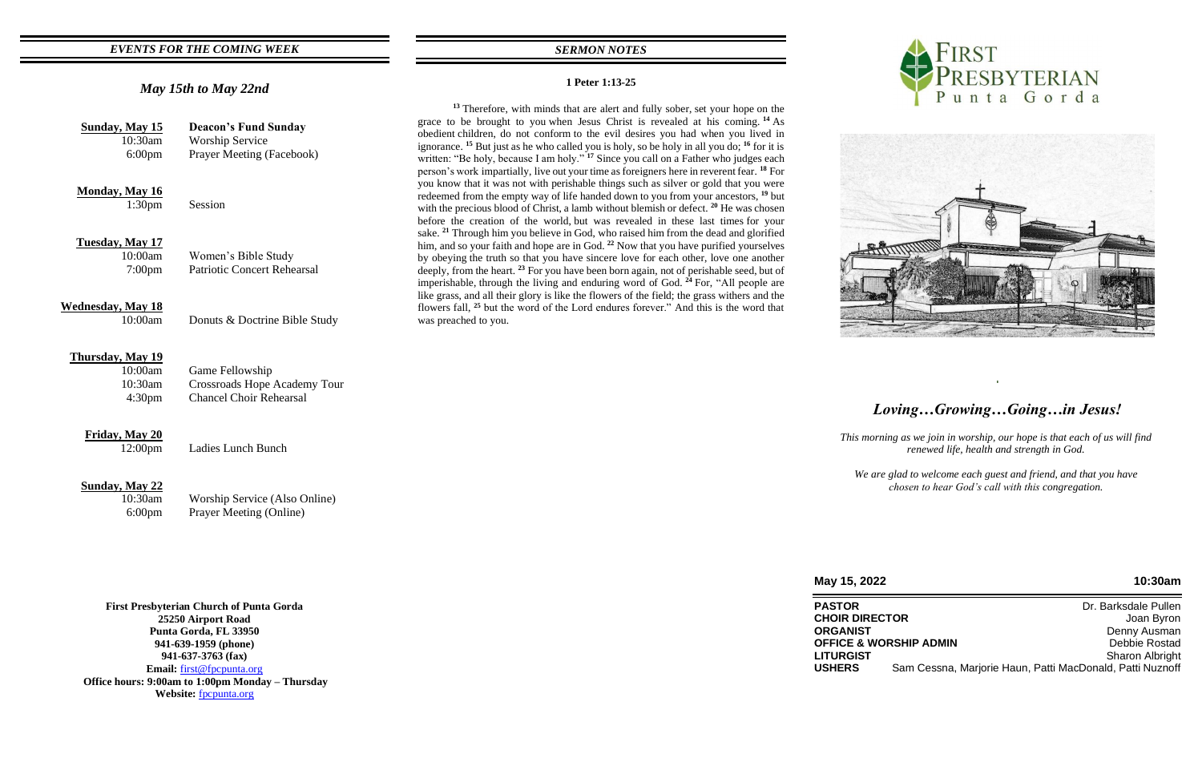## *EVENTS FOR THE COMING WEEK*

### *May 15th to May 22nd*

**Sunday, May 15** — **Deacon's Fund Sunday**
- 10:30am — Worship Service
- 6:00pm — Prayer Meeting (Facebook)

**Monday, May 16**
- 1:30pm — Session

**Tuesday, May 17**
- 10:00am — Women's Bible Study
- 7:00pm — Patriotic Concert Rehearsal

**Wednesday, May 18**
- 10:00am — Donuts & Doctrine Bible Study

**Thursday, May 19**
- 10:00am — Game Fellowship
- 10:30am — Crossroads Hope Academy Tour
- 4:30pm — Chancel Choir Rehearsal

**Friday, May 20**
- 12:00pm — Ladies Lunch Bunch

**Sunday, May 22**
- 10:30am — Worship Service (Also Online)
- 6:00pm — Prayer Meeting (Online)

**First Presbyterian Church of Punta Gorda**
**25250 Airport Road**
**Punta Gorda, FL 33950**
**941-639-1959 (phone)**
**941-637-3763 (fax)**
**Email:** first@fpcpunta.org
**Office hours: 9:00am to 1:00pm Monday – Thursday**
**Website:** fpcpunta.org

## *SERMON NOTES*

### 1 Peter 1:13-25

[13] Therefore, with minds that are alert and fully sober, set your hope on the grace to be brought to you when Jesus Christ is revealed at his coming. [14] As obedient children, do not conform to the evil desires you had when you lived in ignorance. [15] But just as he who called you is holy, so be holy in all you do; [16] for it is written: "Be holy, because I am holy." [17] Since you call on a Father who judges each person's work impartially, live out your time as foreigners here in reverent fear. [18] For you know that it was not with perishable things such as silver or gold that you were redeemed from the empty way of life handed down to you from your ancestors, [19] but with the precious blood of Christ, a lamb without blemish or defect. [20] He was chosen before the creation of the world, but was revealed in these last times for your sake. [21] Through him you believe in God, who raised him from the dead and glorified him, and so your faith and hope are in God. [22] Now that you have purified yourselves by obeying the truth so that you have sincere love for each other, love one another deeply, from the heart. [23] For you have been born again, not of perishable seed, but of imperishable, through the living and enduring word of God. [24] For, "All people are like grass, and all their glory is like the flowers of the field; the grass withers and the flowers fall, [25] but the word of the Lord endures forever." And this is the word that was preached to you.

FIRST PRESBYTERIAN
Punta Gorda

# *Loving…Growing…Going…in Jesus!*

*This morning as we join in worship, our hope is that each of us will find renewed life, health and strength in God.*

*We are glad to welcome each guest and friend, and that you have chosen to hear God's call with this congregation.*

**May 15, 2022** — **10:30am**

| | |
|---|---|
| **PASTOR** | Dr. Barksdale Pullen |
| **CHOIR DIRECTOR** | Joan Byron |
| **ORGANIST** | Denny Ausman |
| **OFFICE & WORSHIP ADMIN** | Debbie Rostad |
| **LITURGIST** | Sharon Albright |
| **USHERS** | Sam Cessna, Marjorie Haun, Patti MacDonald, Patti Nuznoff |